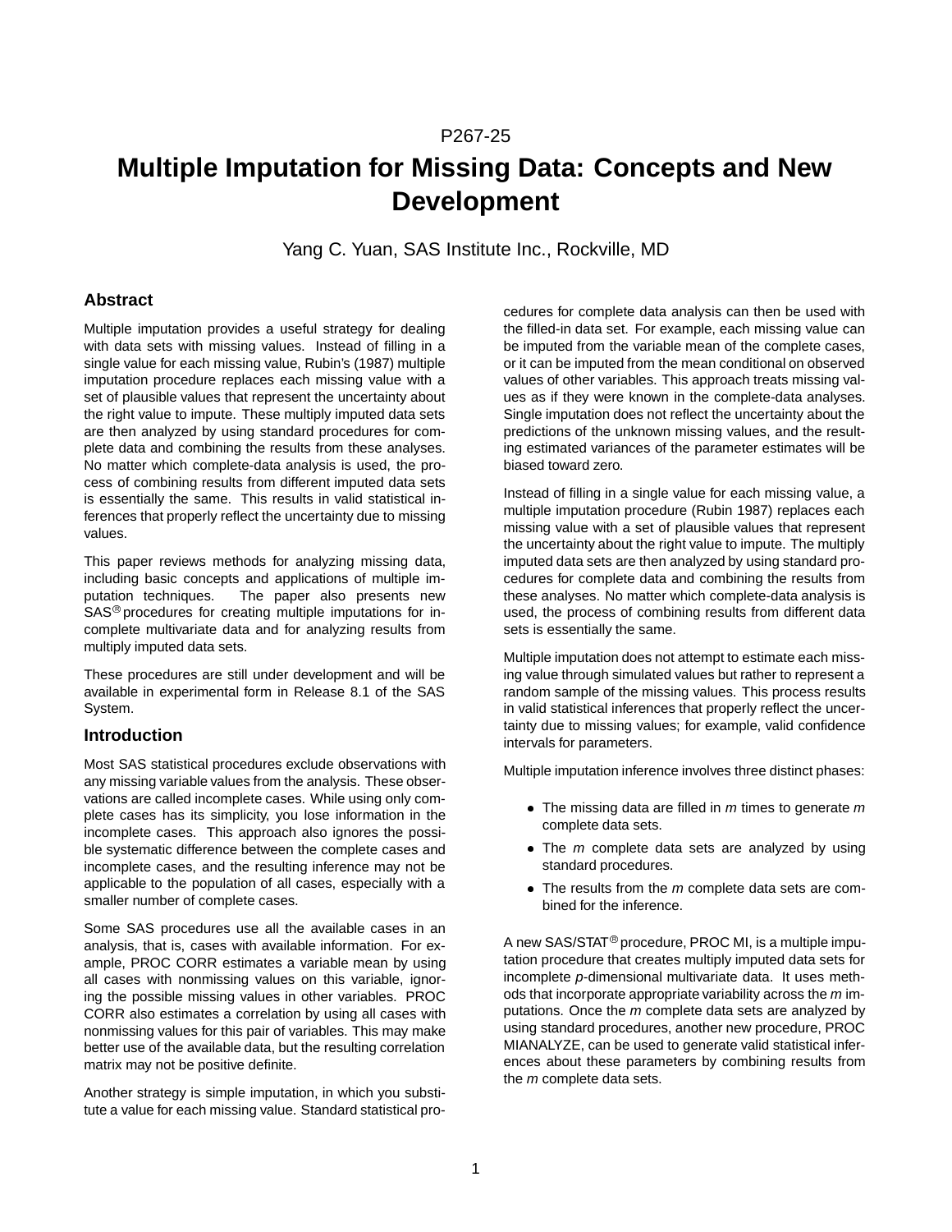P267-25

# Multiple Imputation for Missing Data: Concepts and New Development

Yang C. Yuan, SAS Institute Inc., Rockville, MD

## Abstract

Multiple imputation provides a useful strategy for dealing with data sets with missing values. Instead of filling in a single value for each missing value, Rubin's (1987) multiple imputation procedure replaces each missing value with a set of plausible values that represent the uncertainty about the right value to impute. These multiply imputed data sets are then analyzed by using standard procedures for complete data and combining the results from these analyses. No matter which complete-data analysis is used, the process of combining results from different imputed data sets is essentially the same. This results in valid statistical inferences that properly reflect the uncertainty due to missing values.

This paper reviews methods for analyzing missing data, including basic concepts and applications of multiple imputation techniques. The paper also presents new SAS® procedures for creating multiple imputations for incomplete multivariate data and for analyzing results from multiply imputed data sets.

These procedures are still under development and will be available in experimental form in Release 8.1 of the SAS System.

## Introduction

Most SAS statistical procedures exclude observations with any missing variable values from the analysis. These observations are called incomplete cases. While using only complete cases has its simplicity, you lose information in the incomplete cases. This approach also ignores the possible systematic difference between the complete cases and incomplete cases, and the resulting inference may not be applicable to the population of all cases, especially with a smaller number of complete cases.

Some SAS procedures use all the available cases in an analysis, that is, cases with available information. For example, PROC CORR estimates a variable mean by using all cases with nonmissing values on this variable, ignoring the possible missing values in other variables. PROC CORR also estimates a correlation by using all cases with nonmissing values for this pair of variables. This may make better use of the available data, but the resulting correlation matrix may not be positive definite.

Another strategy is simple imputation, in which you substitute a value for each missing value. Standard statistical procedures for complete data analysis can then be used with the filled-in data set. For example, each missing value can be imputed from the variable mean of the complete cases, or it can be imputed from the mean conditional on observed values of other variables. This approach treats missing values as if they were known in the complete-data analyses. Single imputation does not reflect the uncertainty about the predictions of the unknown missing values, and the resulting estimated variances of the parameter estimates will be biased toward zero.

Instead of filling in a single value for each missing value, a multiple imputation procedure (Rubin 1987) replaces each missing value with a set of plausible values that represent the uncertainty about the right value to impute. The multiply imputed data sets are then analyzed by using standard procedures for complete data and combining the results from these analyses. No matter which complete-data analysis is used, the process of combining results from different data sets is essentially the same.

Multiple imputation does not attempt to estimate each missing value through simulated values but rather to represent a random sample of the missing values. This process results in valid statistical inferences that properly reflect the uncertainty due to missing values; for example, valid confidence intervals for parameters.

Multiple imputation inference involves three distinct phases:

- The missing data are filled in $m$ times to generate $m$ complete data sets.
- The $m$ complete data sets are analyzed by using standard procedures.
- The results from the $m$ complete data sets are combined for the inference.

A new SAS/STAT® procedure, PROC MI, is a multiple imputation procedure that creates multiply imputed data sets for incomplete $p$-dimensional multivariate data. It uses methods that incorporate appropriate variability across the $m$ imputations. Once the $m$ complete data sets are analyzed by using standard procedures, another new procedure, PROC MIANALYZE, can be used to generate valid statistical inferences about these parameters by combining results from the $m$ complete data sets.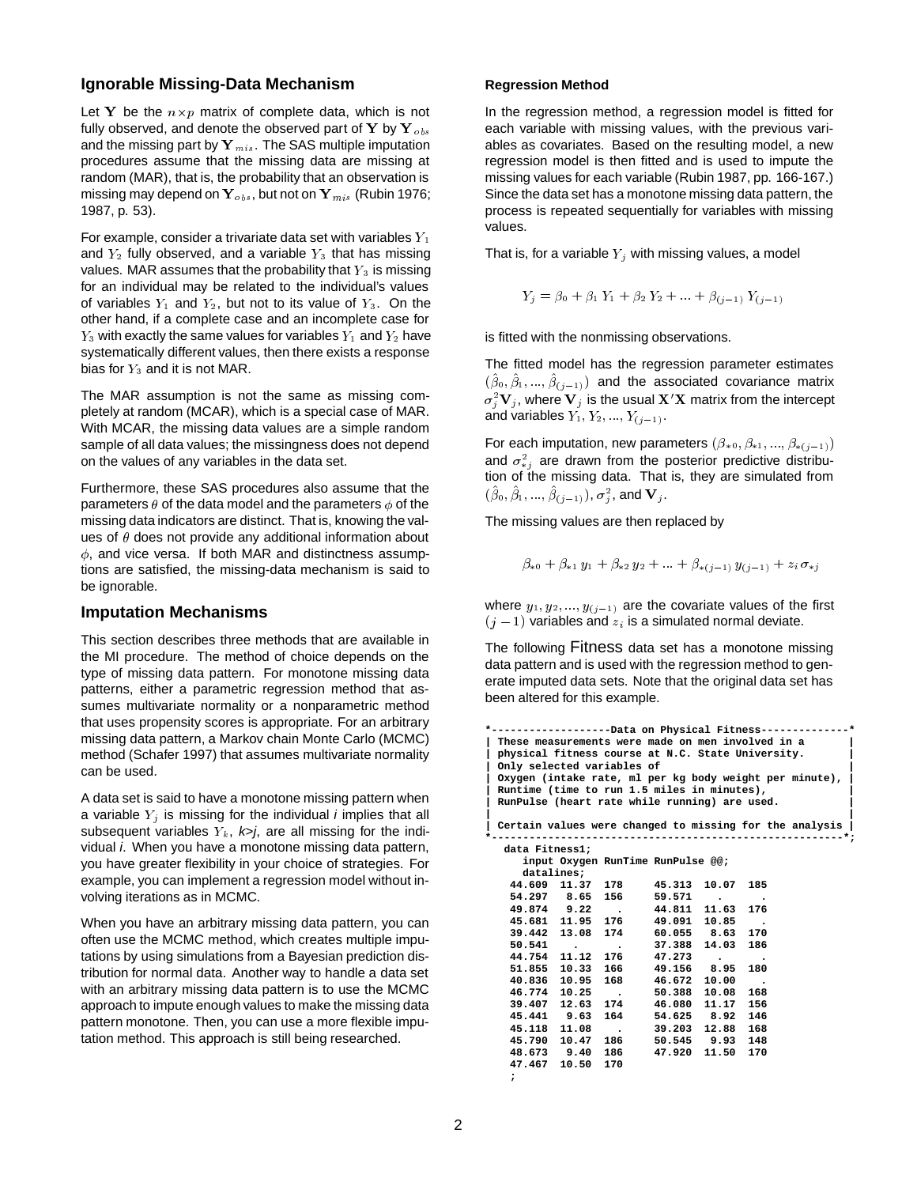## Ignorable Missing-Data Mechanism

Let $\mathbf{Y}$ be the $n \times p$ matrix of complete data, which is not fully observed, and denote the observed part of $\mathbf{Y}$ by $\mathbf{Y}_{obs}$ and the missing part by $\mathbf{Y}_{mis}$. The SAS multiple imputation procedures assume that the missing data are missing at random (MAR), that is, the probability that an observation is missing may depend on $\mathbf{Y}_{obs}$, but not on $\mathbf{Y}_{mis}$ (Rubin 1976; 1987, p. 53).

For example, consider a trivariate data set with variables $Y_1$ and $Y_2$ fully observed, and a variable $Y_3$ that has missing values. MAR assumes that the probability that $Y_3$ is missing for an individual may be related to the individual's values of variables $Y_1$ and $Y_2$, but not to its value of $Y_3$. On the other hand, if a complete case and an incomplete case for $Y_3$ with exactly the same values for variables $Y_1$ and $Y_2$ have systematically different values, then there exists a response bias for $Y_3$ and it is not MAR.

The MAR assumption is not the same as missing completely at random (MCAR), which is a special case of MAR. With MCAR, the missing data values are a simple random sample of all data values; the missingness does not depend on the values of any variables in the data set.

Furthermore, these SAS procedures also assume that the parameters $\theta$ of the data model and the parameters $\phi$ of the missing data indicators are distinct. That is, knowing the values of $\theta$ does not provide any additional information about $\phi$, and vice versa. If both MAR and distinctness assumptions are satisfied, the missing-data mechanism is said to be ignorable.

## Imputation Mechanisms

This section describes three methods that are available in the MI procedure. The method of choice depends on the type of missing data pattern. For monotone missing data patterns, either a parametric regression method that assumes multivariate normality or a nonparametric method that uses propensity scores is appropriate. For an arbitrary missing data pattern, a Markov chain Monte Carlo (MCMC) method (Schafer 1997) that assumes multivariate normality can be used.

A data set is said to have a monotone missing pattern when a variable $Y_j$ is missing for the individual *i* implies that all subsequent variables $Y_k$, *k>j*, are all missing for the individual *i*. When you have a monotone missing data pattern, you have greater flexibility in your choice of strategies. For example, you can implement a regression model without involving iterations as in MCMC.

When you have an arbitrary missing data pattern, you can often use the MCMC method, which creates multiple imputations by using simulations from a Bayesian prediction distribution for normal data. Another way to handle a data set with an arbitrary missing data pattern is to use the MCMC approach to impute enough values to make the missing data pattern monotone. Then, you can use a more flexible imputation method. This approach is still being researched.

#### Regression Method

In the regression method, a regression model is fitted for each variable with missing values, with the previous variables as covariates. Based on the resulting model, a new regression model is then fitted and is used to impute the missing values for each variable (Rubin 1987, pp. 166-167.) Since the data set has a monotone missing data pattern, the process is repeated sequentially for variables with missing values.

That is, for a variable $Y_j$ with missing values, a model

$$Y_j = \beta_0 + \beta_1 \, Y_1 + \beta_2 \, Y_2 + ... + \beta_{(j-1)} \, Y_{(j-1)}$$

is fitted with the nonmissing observations.

The fitted model has the regression parameter estimates $(\hat{\beta}_0, \hat{\beta}_1, ..., \hat{\beta}_{(j-1)})$ and the associated covariance matrix $\sigma_j^2 \mathbf{V}_j$, where $\mathbf{V}_j$ is the usual $\mathbf{X}'\mathbf{X}$ matrix from the intercept and variables $Y_1, Y_2, ..., Y_{(j-1)}$.

For each imputation, new parameters $(\beta_{*0}, \beta_{*1}, ..., \beta_{*(j-1)})$ and $\sigma_{*j}^2$ are drawn from the posterior predictive distribution of the missing data. That is, they are simulated from $(\hat{\beta}_0, \hat{\beta}_1, ..., \hat{\beta}_{(j-1)})$, $\sigma_j^2$, and $\mathbf{V}_j$.

The missing values are then replaced by

$$\beta_{*0} + \beta_{*1} \, y_1 + \beta_{*2} \, y_2 + ... + \beta_{*(j-1)} \, y_{(j-1)} + z_i \, \sigma_{*j}$$

where $y_1, y_2, ..., y_{(j-1)}$ are the covariate values of the first $(j-1)$ variables and $z_i$ is a simulated normal deviate.

The following Fitness data set has a monotone missing data pattern and is used with the regression method to generate imputed data sets. Note that the original data set has been altered for this example.

```
*-------------------Data on Physical Fitness--------------*
| These measurements were made on men involved in a       |
| physical fitness course at N.C. State University.       |
| Only selected variables of                              |
| Oxygen (intake rate, ml per kg body weight per minute), |
| Runtime (time to run 1.5 miles in minutes),             |
| RunPulse (heart rate while running) are used.           |
|                                                         |
| Certain values were changed to missing for the analysis |
*---------------------------------------------------------*;
data Fitness1;
   input Oxygen RunTime RunPulse @@;
   datalines;
44.609  11.37  178     45.313  10.07  185
54.297   8.65  156     59.571    .      .
49.874   9.22    .     44.811  11.63  176
45.681  11.95  176     49.091  10.85    .
39.442  13.08  174     60.055   8.63  170
50.541    .      .     37.388  14.03  186
44.754  11.12  176     47.273    .      .
51.855  10.33  166     49.156   8.95  180
40.836  10.95  168     46.672  10.00    .
46.774  10.25    .     50.388  10.08  168
39.407  12.63  174     46.080  11.17  156
45.441   9.63  164     54.625   8.92  146
45.118  11.08    .     39.203  12.88  168
45.790  10.47  186     50.545   9.93  148
48.673   9.40  186     47.920  11.50  170
47.467  10.50  170
;
```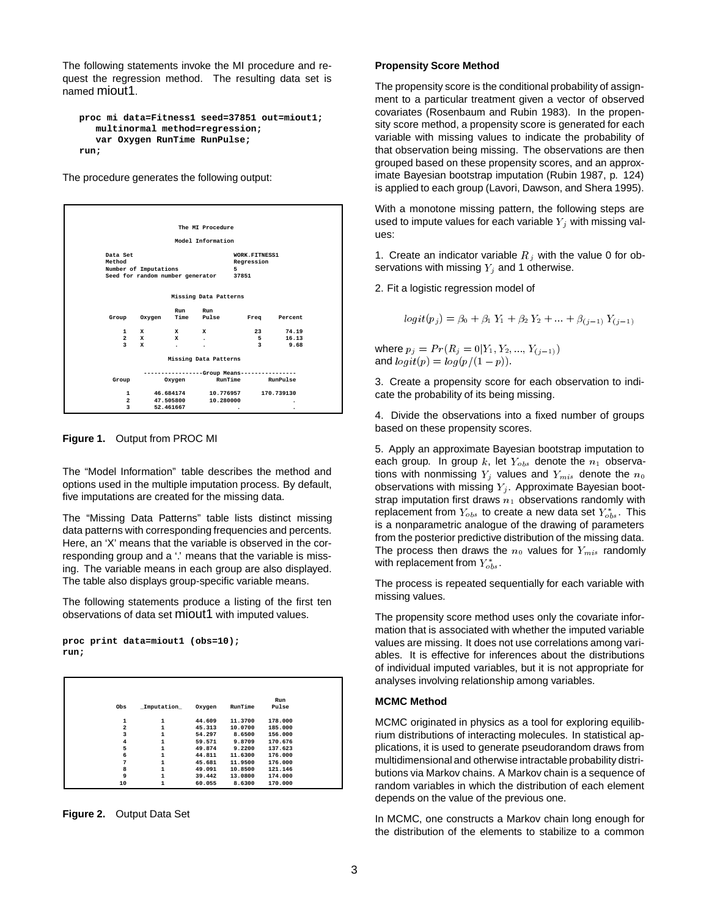The following statements invoke the MI procedure and request the regression method. The resulting data set is named miout1.

```
proc mi data=Fitness1 seed=37851 out=miout1;
   multinormal method=regression;
   var Oxygen RunTime RunPulse;
run;
```

The procedure generates the following output:

```
                         The MI Procedure

                        Model Information

   Data Set                              WORK.FITNESS1
   Method                                Regression
   Number of Imputations                 5
   Seed for random number generator      37851


                      Missing Data Patterns

                      Run     Run
   Group    Oxygen    Time    Pulse       Freq     Percent

     1      X         X       X             23       74.19
     2      X         X       .              5       16.13
     3      X         .       .              3        9.68

                      Missing Data Patterns

            -----------------Group Means----------------
   Group        Oxygen          RunTime        RunPulse

     1       46.684174        10.776957      170.739130
     2       47.505800        10.280000               .
     3       52.461667                .               .
```

**Figure 1.** Output from PROC MI

The "Model Information" table describes the method and options used in the multiple imputation process. By default, five imputations are created for the missing data.

The "Missing Data Patterns" table lists distinct missing data patterns with corresponding frequencies and percents. Here, an 'X' means that the variable is observed in the corresponding group and a '.' means that the variable is missing. The variable means in each group are also displayed. The table also displays group-specific variable means.

The following statements produce a listing of the first ten observations of data set miout1 with imputed values.

```
proc print data=miout1 (obs=10);
run;
```

| Obs | _Imputation_ | Oxygen | RunTime | Run Pulse |
|---|---|---|---|---|
| 1 | 1 | 44.609 | 11.3700 | 178.000 |
| 2 | 1 | 45.313 | 10.0700 | 185.000 |
| 3 | 1 | 54.297 | 8.6500 | 156.000 |
| 4 | 1 | 59.571 | 9.8709 | 170.676 |
| 5 | 1 | 49.874 | 9.2200 | 137.623 |
| 6 | 1 | 44.811 | 11.6300 | 176.000 |
| 7 | 1 | 45.681 | 11.9500 | 176.000 |
| 8 | 1 | 49.091 | 10.8500 | 121.146 |
| 9 | 1 | 39.442 | 13.0800 | 174.000 |
| 10 | 1 | 60.055 | 8.6300 | 170.000 |

**Figure 2.** Output Data Set

#### Propensity Score Method

The propensity score is the conditional probability of assignment to a particular treatment given a vector of observed covariates (Rosenbaum and Rubin 1983). In the propensity score method, a propensity score is generated for each variable with missing values to indicate the probability of that observation being missing. The observations are then grouped based on these propensity scores, and an approximate Bayesian bootstrap imputation (Rubin 1987, p. 124) is applied to each group (Lavori, Dawson, and Shera 1995).

With a monotone missing pattern, the following steps are used to impute values for each variable $Y_j$ with missing values:

1. Create an indicator variable $R_j$ with the value 0 for observations with missing $Y_j$ and 1 otherwise.

2. Fit a logistic regression model of

$$logit(p_j) = \beta_0 + \beta_1 \, Y_1 + \beta_2 \, Y_2 + ... + \beta_{(j-1)} \, Y_{(j-1)}$$

where $p_j = Pr(R_j = 0 | Y_1, Y_2, ..., Y_{(j-1)})$ and $logit(p) = log(p/(1-p))$.

3. Create a propensity score for each observation to indicate the probability of its being missing.

4. Divide the observations into a fixed number of groups based on these propensity scores.

5. Apply an approximate Bayesian bootstrap imputation to each group. In group $k$, let $Y_{obs}$ denote the $n_1$ observations with nonmissing $Y_j$ values and $Y_{mis}$ denote the $n_0$ observations with missing $Y_j$. Approximate Bayesian bootstrap imputation first draws $n_1$ observations randomly with replacement from $Y_{obs}$ to create a new data set $Y^*_{obs}$. This is a nonparametric analogue of the drawing of parameters from the posterior predictive distribution of the missing data. The process then draws the $n_0$ values for $Y_{mis}$ randomly with replacement from $Y^*_{obs}$.

The process is repeated sequentially for each variable with missing values.

The propensity score method uses only the covariate information that is associated with whether the imputed variable values are missing. It does not use correlations among variables. It is effective for inferences about the distributions of individual imputed variables, but it is not appropriate for analyses involving relationship among variables.

#### MCMC Method

MCMC originated in physics as a tool for exploring equilibrium distributions of interacting molecules. In statistical applications, it is used to generate pseudorandom draws from multidimensional and otherwise intractable probability distributions via Markov chains. A Markov chain is a sequence of random variables in which the distribution of each element depends on the value of the previous one.

In MCMC, one constructs a Markov chain long enough for the distribution of the elements to stabilize to a common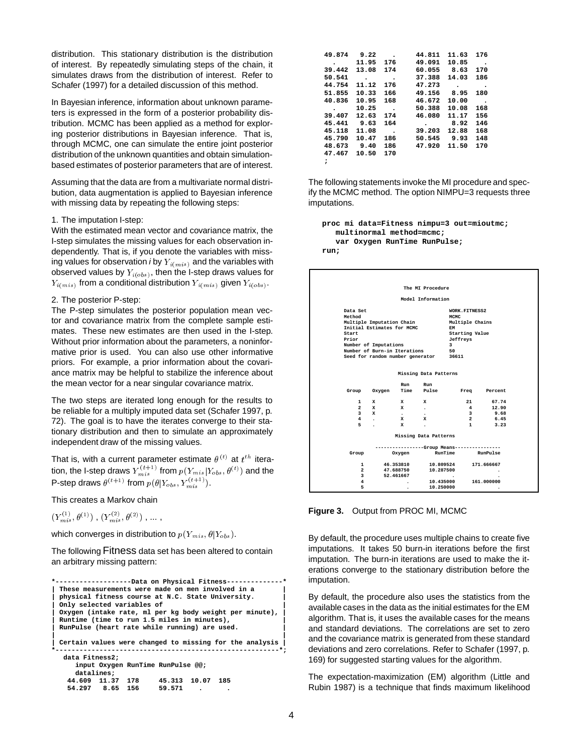distribution. This stationary distribution is the distribution of interest. By repeatedly simulating steps of the chain, it simulates draws from the distribution of interest. Refer to Schafer (1997) for a detailed discussion of this method.

In Bayesian inference, information about unknown parameters is expressed in the form of a posterior probability distribution. MCMC has been applied as a method for exploring posterior distributions in Bayesian inference. That is, through MCMC, one can simulate the entire joint posterior distribution of the unknown quantities and obtain simulation-based estimates of posterior parameters that are of interest.

Assuming that the data are from a multivariate normal distribution, data augmentation is applied to Bayesian inference with missing data by repeating the following steps:

1. The imputation I-step:
With the estimated mean vector and covariance matrix, the I-step simulates the missing values for each observation independently. That is, if you denote the variables with missing values for observation *i* by $Y_{i(mis)}$ and the variables with observed values by $Y_{i(obs)}$, then the I-step draws values for $Y_{i(mis)}$ from a conditional distribution $Y_{i(mis)}$ given $Y_{i(obs)}$.

2. The posterior P-step:
The P-step simulates the posterior population mean vector and covariance matrix from the complete sample estimates. These new estimates are then used in the I-step. Without prior information about the parameters, a noninformative prior is used. You can also use other informative priors. For example, a prior information about the covariance matrix may be helpful to stabilize the inference about the mean vector for a near singular covariance matrix.

The two steps are iterated long enough for the results to be reliable for a multiply imputed data set (Schafer 1997, p. 72). The goal is to have the iterates converge to their stationary distribution and then to simulate an approximately independent draw of the missing values.

That is, with a current parameter estimate $\theta^{(t)}$ at $t^{th}$ iteration, the I-step draws $Y_{mis}^{(t+1)}$ from $p(Y_{mis}|Y_{obs}, \theta^{(t)})$ and the P-step draws $\theta^{(t+1)}$ from $p(\theta|Y_{obs}, Y_{mis}^{(t+1)})$.

This creates a Markov chain

$(Y_{mis}^{(1)}, \theta^{(1)})$ , $(Y_{mis}^{(2)}, \theta^{(2)})$ , ... ,

which converges in distribution to $p(Y_{mis}, \theta|Y_{obs})$.

The following Fitness data set has been altered to contain an arbitrary missing pattern:

```
*-------------------Data on Physical Fitness--------------*
| These measurements were made on men involved in a       |
| physical fitness course at N.C. State University.       |
| Only selected variables of                              |
| Oxygen (intake rate, ml per kg body weight per minute), |
| Runtime (time to run 1.5 miles in minutes),             |
| RunPulse (heart rate while running) are used.           |
|                                                         |
| Certain values were changed to missing for the analysis |
*---------------------------------------------------------*;
   data Fitness2;
      input Oxygen RunTime RunPulse @@;
      datalines;
   44.609  11.37  178     45.313  10.07  185
   54.297   8.65  156     59.571    .      .
   49.874   9.22    .     44.811  11.63  176
     .     11.95  176     49.091  10.85    .
   39.442  13.08  174     60.055   8.63  170
   50.541    .      .     37.388  14.03  186
   44.754  11.12  176     47.273    .      .
   51.855  10.33  166     49.156   8.95  180
   40.836  10.95  168     46.672  10.00    .
     .     10.25    .     50.388  10.08  168
   39.407  12.63  174     46.080  11.17  156
   45.441   9.63  164       .      8.92  146
   45.118  11.08    .     39.203  12.88  168
   45.790  10.47  186     50.545   9.93  148
   48.673   9.40  186     47.920  11.50  170
   47.467  10.50  170
   ;
```

The following statements invoke the MI procedure and specify the MCMC method. The option NIMPU=3 requests three imputations.

```
proc mi data=Fitness nimpu=3 out=mioutmc;
   multinormal method=mcmc;
   var Oxygen RunTime RunPulse;
run;
```

```
                          The MI Procedure

                          Model Information

   Data Set                                WORK.FITNESS2
   Method                                  MCMC
   Multiple Imputation Chain               Multiple Chains
   Initial Estimates for MCMC              EM
   Start                                   Starting Value
   Prior                                   Jeffreys
   Number of Imputations                   3
   Number of Burn-in Iterations            50
   Seed for random number generator        36611


                        Missing Data Patterns

                          Run       Run
   Group      Oxygen      Time      Pulse        Freq     Percent

     1        X           X         X             21       67.74
     2        X           X         .              4       12.90
     3        X           .         .              3        9.68
     4        .           X         X              2        6.45
     5        .           X         .              1        3.23

                        Missing Data Patterns

               -----------------Group Means----------------
   Group         Oxygen          RunTime         RunPulse

     1          46.353810       10.809524       171.666667
     2          47.688750       10.287500                .
     3          52.461667               .                .
     4                  .       10.435000       161.000000
     5                  .       10.250000                .
```

**Figure 3.** Output from PROC MI, MCMC

By default, the procedure uses multiple chains to create five imputations. It takes 50 burn-in iterations before the first imputation. The burn-in iterations are used to make the iterations converge to the stationary distribution before the imputation.

By default, the procedure also uses the statistics from the available cases in the data as the initial estimates for the EM algorithm. That is, it uses the available cases for the means and standard deviations. The correlations are set to zero and the covariance matrix is generated from these standard deviations and zero correlations. Refer to Schafer (1997, p. 169) for suggested starting values for the algorithm.

The expectation-maximization (EM) algorithm (Little and Rubin 1987) is a technique that finds maximum likelihood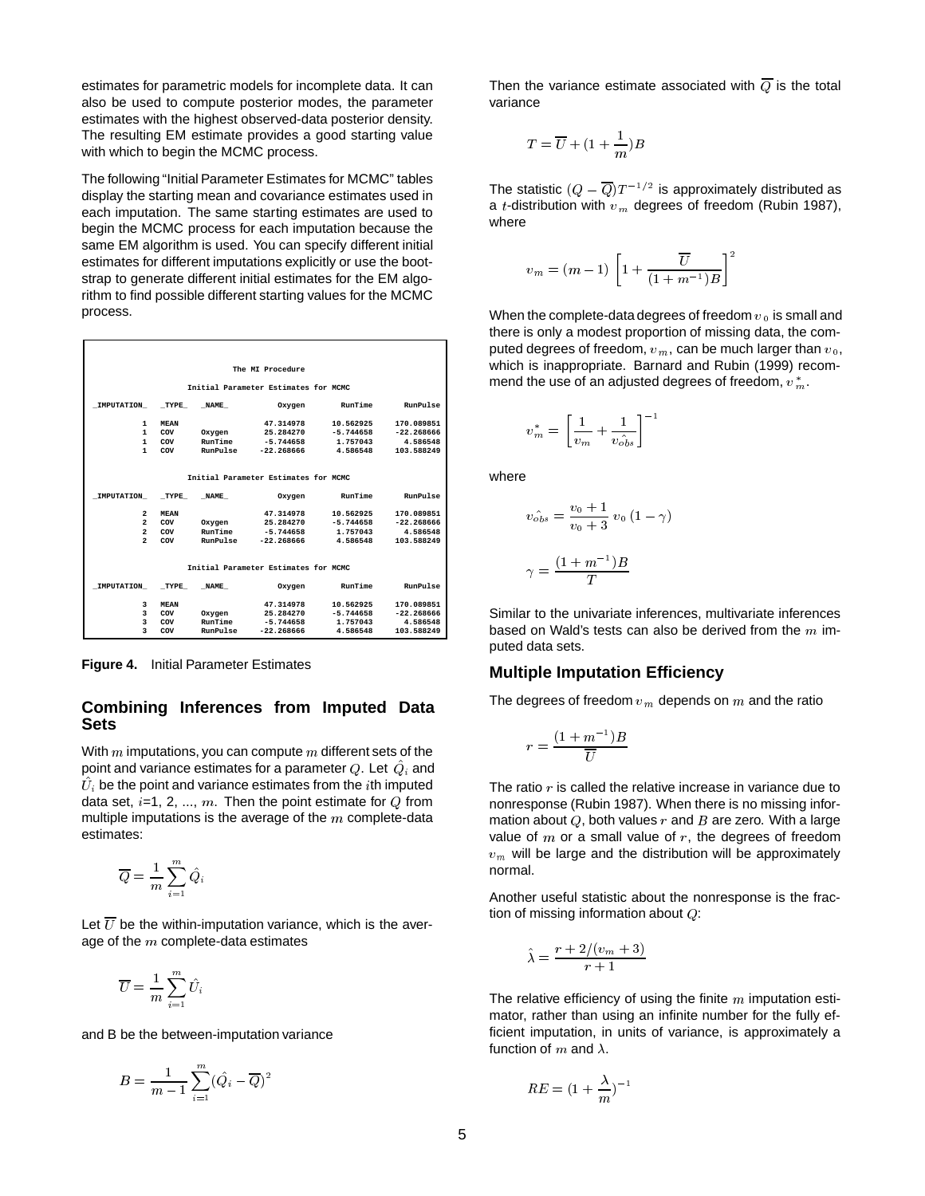estimates for parametric models for incomplete data. It can also be used to compute posterior modes, the parameter estimates with the highest observed-data posterior density. The resulting EM estimate provides a good starting value with which to begin the MCMC process.

The following "Initial Parameter Estimates for MCMC" tables display the starting mean and covariance estimates used in each imputation. The same starting estimates are used to begin the MCMC process for each imputation because the same EM algorithm is used. You can specify different initial estimates for different imputations explicitly or use the bootstrap to generate different initial estimates for the EM algorithm to find possible different starting values for the MCMC process.

The MI Procedure

Initial Parameter Estimates for MCMC

| _IMPUTATION_ | _TYPE_ | _NAME_ | Oxygen | RunTime | RunPulse |
|---|---|---|---|---|---|
| 1 | MEAN | | 47.314978 | 10.562925 | 170.089851 |
| 1 | COV | Oxygen | 25.284270 | -5.744658 | -22.268666 |
| 1 | COV | RunTime | -5.744658 | 1.757043 | 4.586548 |
| 1 | COV | RunPulse | -22.268666 | 4.586548 | 103.588249 |

Initial Parameter Estimates for MCMC

| _IMPUTATION_ | _TYPE_ | _NAME_ | Oxygen | RunTime | RunPulse |
|---|---|---|---|---|---|
| 2 | MEAN | | 47.314978 | 10.562925 | 170.089851 |
| 2 | COV | Oxygen | 25.284270 | -5.744658 | -22.268666 |
| 2 | COV | RunTime | -5.744658 | 1.757043 | 4.586548 |
| 2 | COV | RunPulse | -22.268666 | 4.586548 | 103.588249 |

Initial Parameter Estimates for MCMC

| _IMPUTATION_ | _TYPE_ | _NAME_ | Oxygen | RunTime | RunPulse |
|---|---|---|---|---|---|
| 3 | MEAN | | 47.314978 | 10.562925 | 170.089851 |
| 3 | COV | Oxygen | 25.284270 | -5.744658 | -22.268666 |
| 3 | COV | RunTime | -5.744658 | 1.757043 | 4.586548 |
| 3 | COV | RunPulse | -22.268666 | 4.586548 | 103.588249 |

**Figure 4.** Initial Parameter Estimates

## Combining Inferences from Imputed Data Sets

With $m$ imputations, you can compute $m$ different sets of the point and variance estimates for a parameter $Q$. Let $\hat{Q}_i$ and $\hat{U}_i$ be the point and variance estimates from the $i$th imputed data set, $i$=1, 2, ..., $m$. Then the point estimate for $Q$ from multiple imputations is the average of the $m$ complete-data estimates:

$$\overline{Q} = \frac{1}{m} \sum_{i=1}^{m} \hat{Q}_i$$

Let $\overline{U}$ be the within-imputation variance, which is the average of the $m$ complete-data estimates

$$\overline{U} = \frac{1}{m} \sum_{i=1}^{m} \hat{U}_i$$

and B be the between-imputation variance

$$B = \frac{1}{m-1} \sum_{i=1}^{m} (\hat{Q}_i - \overline{Q})^2$$

Then the variance estimate associated with $\overline{Q}$ is the total variance

$$T = \overline{U} + (1 + \frac{1}{m})B$$

The statistic $(Q - \overline{Q})T^{-1/2}$ is approximately distributed as a $t$-distribution with $v_m$ degrees of freedom (Rubin 1987), where

$$v_m = (m-1) \left[ 1 + \frac{\overline{U}}{(1+m^{-1})B} \right]^2$$

When the complete-data degrees of freedom $v_0$ is small and there is only a modest proportion of missing data, the computed degrees of freedom, $v_m$, can be much larger than $v_0$, which is inappropriate. Barnard and Rubin (1999) recommend the use of an adjusted degrees of freedom, $v_m^*$.

$$v_m^* = \left[ \frac{1}{v_m} + \frac{1}{\hat{v_{obs}}} \right]^{-1}$$

where

$$\hat{v_{obs}} = \frac{v_0 + 1}{v_0 + 3} \, v_0 \, (1 - \gamma)$$

$$\gamma = \frac{(1+m^{-1})B}{T}$$

Similar to the univariate inferences, multivariate inferences based on Wald's tests can also be derived from the $m$ imputed data sets.

## Multiple Imputation Efficiency

The degrees of freedom $v_m$ depends on $m$ and the ratio

$$r = \frac{(1+m^{-1})B}{\overline{U}}$$

The ratio $r$ is called the relative increase in variance due to nonresponse (Rubin 1987). When there is no missing information about $Q$, both values $r$ and $B$ are zero. With a large value of $m$ or a small value of $r$, the degrees of freedom $v_m$ will be large and the distribution will be approximately normal.

Another useful statistic about the nonresponse is the fraction of missing information about $Q$:

$$\hat{\lambda} = \frac{r + 2/(v_m + 3)}{r + 1}$$

The relative efficiency of using the finite $m$ imputation estimator, rather than using an infinite number for the fully efficient imputation, in units of variance, is approximately a function of $m$ and $\lambda$.

$$RE = (1 + \frac{\lambda}{m})^{-1}$$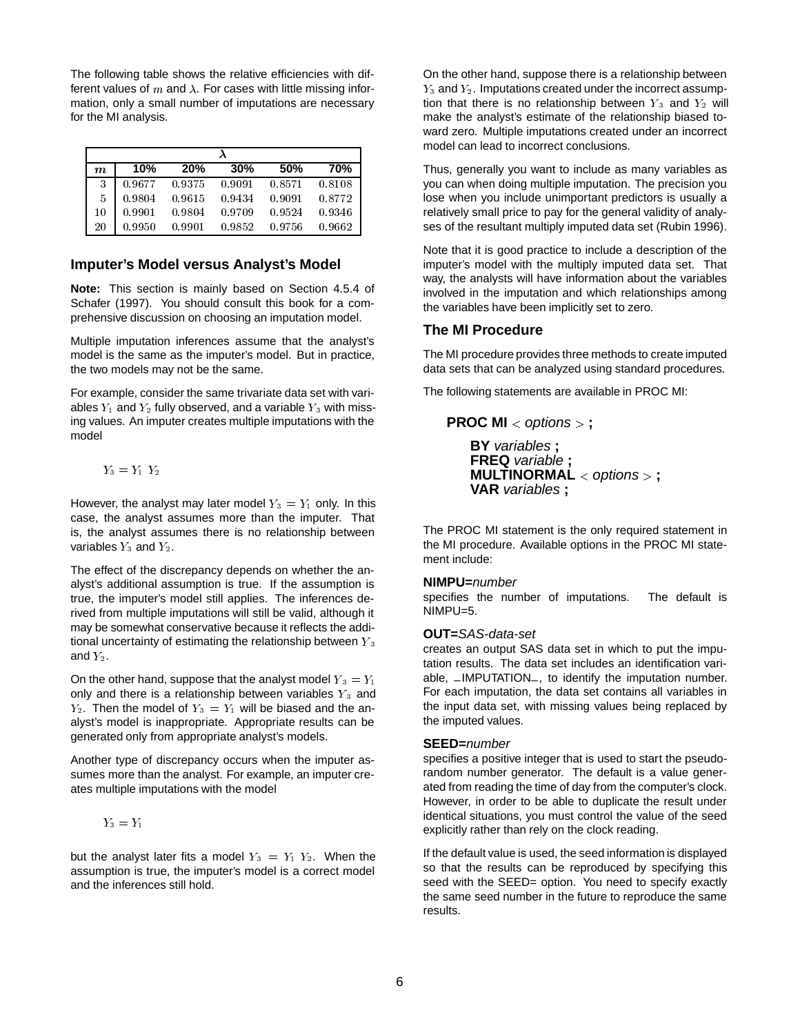The following table shows the relative efficiencies with different values of $m$ and $\lambda$. For cases with little missing information, only a small number of imputations are necessary for the MI analysis.

| | $\lambda$ | | | | |
|---|---|---|---|---|---|
| $m$ | 10% | 20% | 30% | 50% | 70% |
| 3 | 0.9677 | 0.9375 | 0.9091 | 0.8571 | 0.8108 |
| 5 | 0.9804 | 0.9615 | 0.9434 | 0.9091 | 0.8772 |
| 10 | 0.9901 | 0.9804 | 0.9709 | 0.9524 | 0.9346 |
| 20 | 0.9950 | 0.9901 | 0.9852 | 0.9756 | 0.9662 |

## Imputer's Model versus Analyst's Model

**Note:** This section is mainly based on Section 4.5.4 of Schafer (1997). You should consult this book for a comprehensive discussion on choosing an imputation model.

Multiple imputation inferences assume that the analyst's model is the same as the imputer's model. But in practice, the two models may not be the same.

For example, consider the same trivariate data set with variables $Y_1$ and $Y_2$ fully observed, and a variable $Y_3$ with missing values. An imputer creates multiple imputations with the model

$$Y_3 = Y_1 \ Y_2$$

However, the analyst may later model $Y_3 = Y_1$ only. In this case, the analyst assumes more than the imputer. That is, the analyst assumes there is no relationship between variables $Y_3$ and $Y_2$.

The effect of the discrepancy depends on whether the analyst's additional assumption is true. If the assumption is true, the imputer's model still applies. The inferences derived from multiple imputations will still be valid, although it may be somewhat conservative because it reflects the additional uncertainty of estimating the relationship between $Y_3$ and $Y_2$.

On the other hand, suppose that the analyst model $Y_3 = Y_1$ only and there is a relationship between variables $Y_3$ and $Y_2$. Then the model of $Y_3 = Y_1$ will be biased and the analyst's model is inappropriate. Appropriate results can be generated only from appropriate analyst's models.

Another type of discrepancy occurs when the imputer assumes more than the analyst. For example, an imputer creates multiple imputations with the model

$$Y_3 = Y_1$$

but the analyst later fits a model $Y_3 = Y_1 \ Y_2$. When the assumption is true, the imputer's model is a correct model and the inferences still hold.

On the other hand, suppose there is a relationship between $Y_3$ and $Y_2$. Imputations created under the incorrect assumption that there is no relationship between $Y_3$ and $Y_2$ will make the analyst's estimate of the relationship biased toward zero. Multiple imputations created under an incorrect model can lead to incorrect conclusions.

Thus, generally you want to include as many variables as you can when doing multiple imputation. The precision you lose when you include unimportant predictors is usually a relatively small price to pay for the general validity of analyses of the resultant multiply imputed data set (Rubin 1996).

Note that it is good practice to include a description of the imputer's model with the multiply imputed data set. That way, the analysts will have information about the variables involved in the imputation and which relationships among the variables have been implicitly set to zero.

## The MI Procedure

The MI procedure provides three methods to create imputed data sets that can be analyzed using standard procedures.

The following statements are available in PROC MI:

**PROC MI** < *options* > **;**

> **BY** *variables* **;**
> **FREQ** *variable* **;**
> **MULTINORMAL** < *options* > **;**
> **VAR** *variables* **;**

The PROC MI statement is the only required statement in the MI procedure. Available options in the PROC MI statement include:

**NIMPU=***number*
specifies the number of imputations. The default is NIMPU=5.

**OUT=***SAS-data-set*
creates an output SAS data set in which to put the imputation results. The data set includes an identification variable, _IMPUTATION_, to identify the imputation number. For each imputation, the data set contains all variables in the input data set, with missing values being replaced by the imputed values.

**SEED=***number*
specifies a positive integer that is used to start the pseudo-random number generator. The default is a value generated from reading the time of day from the computer's clock. However, in order to be able to duplicate the result under identical situations, you must control the value of the seed explicitly rather than rely on the clock reading.

If the default value is used, the seed information is displayed so that the results can be reproduced by specifying this seed with the SEED= option. You need to specify exactly the same seed number in the future to reproduce the same results.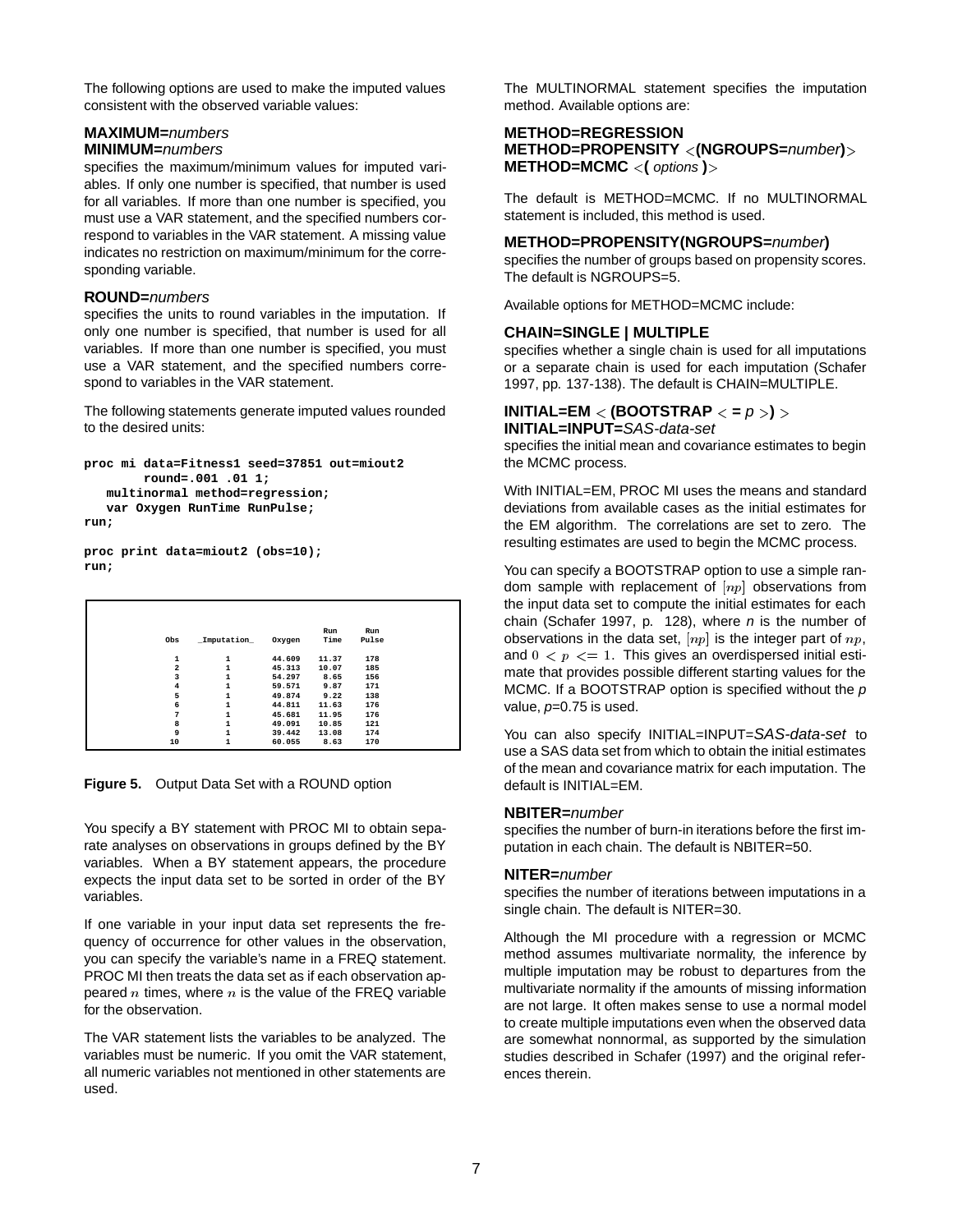The following options are used to make the imputed values consistent with the observed variable values:

**MAXIMUM=***numbers*
**MINIMUM=***numbers*
specifies the maximum/minimum values for imputed variables. If only one number is specified, that number is used for all variables. If more than one number is specified, you must use a VAR statement, and the specified numbers correspond to variables in the VAR statement. A missing value indicates no restriction on maximum/minimum for the corresponding variable.

**ROUND=***numbers*
specifies the units to round variables in the imputation. If only one number is specified, that number is used for all variables. If more than one number is specified, you must use a VAR statement, and the specified numbers correspond to variables in the VAR statement.

The following statements generate imputed values rounded to the desired units:

```
proc mi data=Fitness1 seed=37851 out=miout2
        round=.001 .01 1;
   multinormal method=regression;
   var Oxygen RunTime RunPulse;
run;

proc print data=miout2 (obs=10);
run;
```

| Obs | _Imputation_ | Oxygen | Run Time | Run Pulse |
|---|---|---|---|---|
| 1 | 1 | 44.609 | 11.37 | 178 |
| 2 | 1 | 45.313 | 10.07 | 185 |
| 3 | 1 | 54.297 | 8.65 | 156 |
| 4 | 1 | 59.571 | 9.87 | 171 |
| 5 | 1 | 49.874 | 9.22 | 138 |
| 6 | 1 | 44.811 | 11.63 | 176 |
| 7 | 1 | 45.681 | 11.95 | 176 |
| 8 | 1 | 49.091 | 10.85 | 121 |
| 9 | 1 | 39.442 | 13.08 | 174 |
| 10 | 1 | 60.055 | 8.63 | 170 |

**Figure 5.** Output Data Set with a ROUND option

You specify a BY statement with PROC MI to obtain separate analyses on observations in groups defined by the BY variables. When a BY statement appears, the procedure expects the input data set to be sorted in order of the BY variables.

If one variable in your input data set represents the frequency of occurrence for other values in the observation, you can specify the variable's name in a FREQ statement. PROC MI then treats the data set as if each observation appeared $n$ times, where $n$ is the value of the FREQ variable for the observation.

The VAR statement lists the variables to be analyzed. The variables must be numeric. If you omit the VAR statement, all numeric variables not mentioned in other statements are used.

The MULTINORMAL statement specifies the imputation method. Available options are:

**METHOD=REGRESSION**
**METHOD=PROPENSITY** < **(NGROUPS=***number***)** >
**METHOD=MCMC** < **(** *options* **)** >

The default is METHOD=MCMC. If no MULTINORMAL statement is included, this method is used.

**METHOD=PROPENSITY(NGROUPS=***number***)**
specifies the number of groups based on propensity scores. The default is NGROUPS=5.

Available options for METHOD=MCMC include:

**CHAIN=SINGLE | MULTIPLE**
specifies whether a single chain is used for all imputations or a separate chain is used for each imputation (Schafer 1997, pp. 137-138). The default is CHAIN=MULTIPLE.

**INITIAL=EM** < **(BOOTSTRAP** < **=** *p* >**)** >
**INITIAL=INPUT=***SAS-data-set*
specifies the initial mean and covariance estimates to begin the MCMC process.

With INITIAL=EM, PROC MI uses the means and standard deviations from available cases as the initial estimates for the EM algorithm. The correlations are set to zero. The resulting estimates are used to begin the MCMC process.

You can specify a BOOTSTRAP option to use a simple random sample with replacement of $[np]$ observations from the input data set to compute the initial estimates for each chain (Schafer 1997, p. 128), where *n* is the number of observations in the data set, $[np]$ is the integer part of $np$, and $0 < p <= 1$. This gives an overdispersed initial estimate that provides possible different starting values for the MCMC. If a BOOTSTRAP option is specified without the *p* value, *p*=0.75 is used.

You can also specify INITIAL=INPUT=*SAS-data-set* to use a SAS data set from which to obtain the initial estimates of the mean and covariance matrix for each imputation. The default is INITIAL=EM.

**NBITER=***number*
specifies the number of burn-in iterations before the first imputation in each chain. The default is NBITER=50.

**NITER=***number*
specifies the number of iterations between imputations in a single chain. The default is NITER=30.

Although the MI procedure with a regression or MCMC method assumes multivariate normality, the inference by multiple imputation may be robust to departures from the multivariate normality if the amounts of missing information are not large. It often makes sense to use a normal model to create multiple imputations even when the observed data are somewhat nonnormal, as supported by the simulation studies described in Schafer (1997) and the original references therein.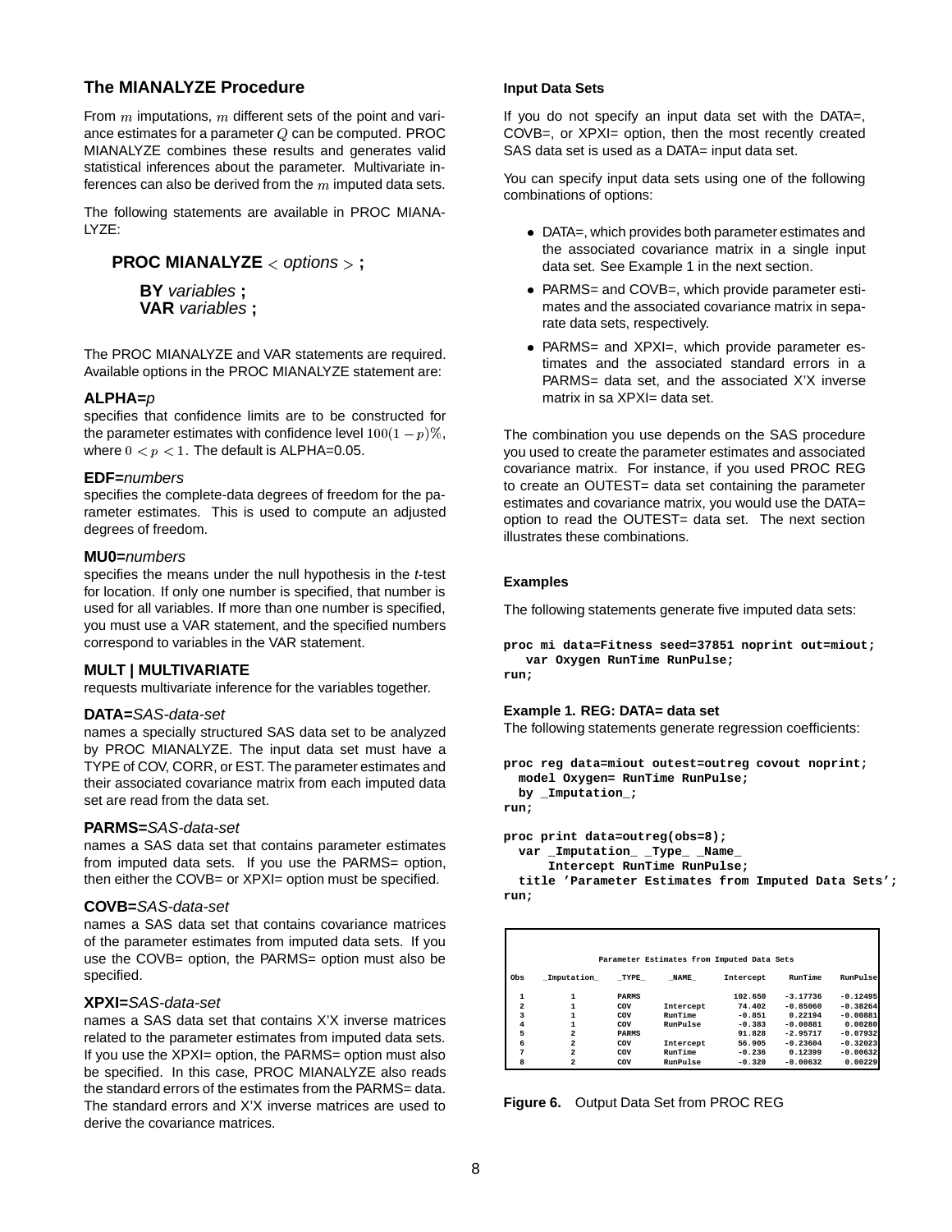## The MIANALYZE Procedure

From $m$ imputations, $m$ different sets of the point and variance estimates for a parameter $Q$ can be computed. PROC MIANALYZE combines these results and generates valid statistical inferences about the parameter. Multivariate inferences can also be derived from the $m$ imputed data sets.

The following statements are available in PROC MIANALYZE:

**PROC MIANALYZE** < *options* > **;**

**BY** *variables* **;**
**VAR** *variables* **;**

The PROC MIANALYZE and VAR statements are required. Available options in the PROC MIANALYZE statement are:

**ALPHA=***p*
specifies that confidence limits are to be constructed for the parameter estimates with confidence level $100(1-p)\%$, where $0 < p < 1$. The default is ALPHA=0.05.

**EDF=***numbers*
specifies the complete-data degrees of freedom for the parameter estimates. This is used to compute an adjusted degrees of freedom.

**MU0=***numbers*
specifies the means under the null hypothesis in the *t*-test for location. If only one number is specified, that number is used for all variables. If more than one number is specified, you must use a VAR statement, and the specified numbers correspond to variables in the VAR statement.

**MULT | MULTIVARIATE**
requests multivariate inference for the variables together.

**DATA=***SAS-data-set*
names a specially structured SAS data set to be analyzed by PROC MIANALYZE. The input data set must have a TYPE of COV, CORR, or EST. The parameter estimates and their associated covariance matrix from each imputed data set are read from the data set.

**PARMS=***SAS-data-set*
names a SAS data set that contains parameter estimates from imputed data sets. If you use the PARMS= option, then either the COVB= or XPXI= option must be specified.

**COVB=***SAS-data-set*
names a SAS data set that contains covariance matrices of the parameter estimates from imputed data sets. If you use the COVB= option, the PARMS= option must also be specified.

**XPXI=***SAS-data-set*
names a SAS data set that contains X'X inverse matrices related to the parameter estimates from imputed data sets. If you use the XPXI= option, the PARMS= option must also be specified. In this case, PROC MIANALYZE also reads the standard errors of the estimates from the PARMS= data. The standard errors and X'X inverse matrices are used to derive the covariance matrices.

### Input Data Sets

If you do not specify an input data set with the DATA=, COVB=, or XPXI= option, then the most recently created SAS data set is used as a DATA= input data set.

You can specify input data sets using one of the following combinations of options:

- DATA=, which provides both parameter estimates and the associated covariance matrix in a single input data set. See Example 1 in the next section.
- PARMS= and COVB=, which provide parameter estimates and the associated covariance matrix in separate data sets, respectively.
- PARMS= and XPXI=, which provide parameter estimates and the associated standard errors in a PARMS= data set, and the associated X'X inverse matrix in sa XPXI= data set.

The combination you use depends on the SAS procedure you used to create the parameter estimates and associated covariance matrix. For instance, if you used PROC REG to create an OUTEST= data set containing the parameter estimates and covariance matrix, you would use the DATA= option to read the OUTEST= data set. The next section illustrates these combinations.

### Examples

The following statements generate five imputed data sets:

```
proc mi data=Fitness seed=37851 noprint out=miout;
   var Oxygen RunTime RunPulse;
run;
```

**Example 1. REG: DATA= data set**
The following statements generate regression coefficients:

```
proc reg data=miout outest=outreg covout noprint;
  model Oxygen= RunTime RunPulse;
  by _Imputation_;
run;

proc print data=outreg(obs=8);
  var _Imputation_ _Type_ _Name_
      Intercept RunTime RunPulse;
  title 'Parameter Estimates from Imputed Data Sets';
run;
```

Parameter Estimates from Imputed Data Sets

| Obs | _Imputation_ | _TYPE_ | _NAME_ | Intercept | RunTime | RunPulse |
|---|---|---|---|---|---|---|
| 1 | 1 | PARMS | | 102.650 | -3.17736 | -0.12495 |
| 2 | 1 | COV | Intercept | 74.402 | -0.85060 | -0.38264 |
| 3 | 1 | COV | RunTime | -0.851 | 0.22194 | -0.00881 |
| 4 | 1 | COV | RunPulse | -0.383 | -0.00881 | 0.00280 |
| 5 | 2 | PARMS | | 91.828 | -2.95717 | -0.07932 |
| 6 | 2 | COV | Intercept | 56.905 | -0.23604 | -0.32023 |
| 7 | 2 | COV | RunTime | -0.236 | 0.12399 | -0.00632 |
| 8 | 2 | COV | RunPulse | -0.320 | -0.00632 | 0.00229 |

**Figure 6.** Output Data Set from PROC REG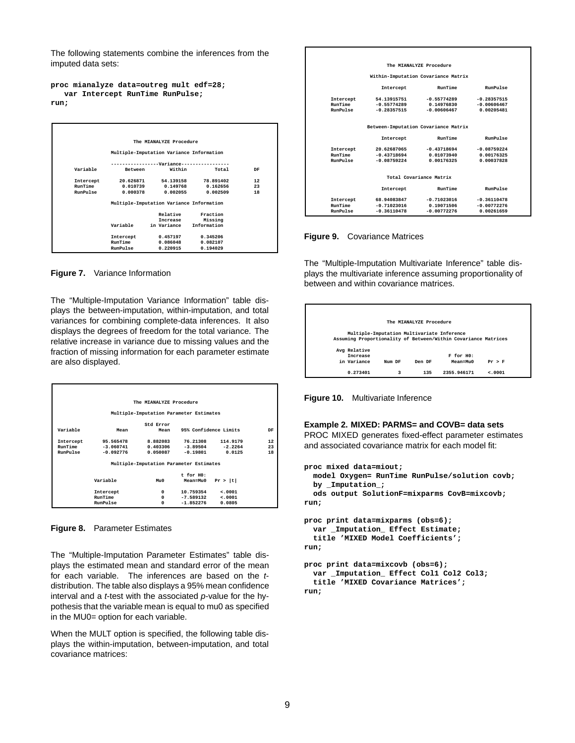The following statements combine the inferences from the imputed data sets:

```
proc mianalyze data=outreg mult edf=28;
   var Intercept RunTime RunPulse;
run;
```

```
                          The MIANALYZE Procedure

              Multiple-Imputation Variance Information

                   -----------------Variance-----------------
 Variable          Between          Within          Total        DF

 Intercept       20.626871       54.139158      78.891402        12
 RunTime          0.010739        0.149768       0.162656        23
 RunPulse         0.000378        0.002055       0.002509        18

              Multiple-Imputation Variance Information

                                 Relative        Fraction
                                 Increase         Missing
              Variable        in Variance     Information

              Intercept          0.457197        0.345206
              RunTime            0.086048        0.082107
              RunPulse           0.220915        0.194029
```

**Figure 7.** Variance Information

The “Multiple-Imputation Variance Information” table displays the between-imputation, within-imputation, and total variances for combining complete-data inferences. It also displays the degrees of freedom for the total variance. The relative increase in variance due to missing values and the fraction of missing information for each parameter estimate are also displayed.

```
                          The MIANALYZE Procedure

              Multiple-Imputation Parameter Estimates

                              Std Error
 Variable           Mean           Mean     95% Confidence Limits       DF

 Intercept     95.565478       8.882083     76.21308     114.9179       12
 RunTime       -3.060741       0.403306     -3.89504      -2.2264       23
 RunPulse      -0.092776       0.050087     -0.19801       0.0125       18

              Multiple-Imputation Parameter Estimates

                                              t for H0:
           Variable                 Mu0        Mean=Mu0    Pr > |t|

           Intercept                  0       10.759354      <.0001
           RunTime                    0       -7.589132      <.0001
           RunPulse                   0       -1.852276      0.0805
```

**Figure 8.** Parameter Estimates

The “Multiple-Imputation Parameter Estimates” table displays the estimated mean and standard error of the mean for each variable. The inferences are based on the *t*-distribution. The table also displays a 95% mean confidence interval and a *t*-test with the associated *p*-value for the hypothesis that the variable mean is equal to mu0 as specified in the MU0= option for each variable.

When the MULT option is specified, the following table displays the within-imputation, between-imputation, and total covariance matrices:

```
                       The MIANALYZE Procedure

                Within-Imputation Covariance Matrix

                    Intercept          RunTime          RunPulse

 Intercept        54.13915751      -0.55774289      -0.28357515
 RunTime          -0.55774289       0.14976830      -0.00606467
 RunPulse         -0.28357515      -0.00606467       0.00205481


               Between-Imputation Covariance Matrix

                    Intercept          RunTime          RunPulse

 Intercept        20.62687065      -0.43718694      -0.08759224
 RunTime          -0.43718694       0.01073940       0.00176325
 RunPulse         -0.08759224       0.00176325       0.00037828


                     Total Covariance Matrix

                    Intercept          RunTime          RunPulse

 Intercept        68.94083847      -0.71023016      -0.36110478
 RunTime          -0.71023016       0.19071506      -0.00772276
 RunPulse         -0.36110478      -0.00772276       0.00261659
```

**Figure 9.** Covariance Matrices

The “Multiple-Imputation Multivariate Inference” table displays the multivariate inference assuming proportionality of between and within covariance matrices.

```
                       The MIANALYZE Procedure

         Multiple-Imputation Multivariate Inference
   Assuming Proportionality of Between/Within Covariance Matrices

   Avg Relative
      Increase                              F for H0:
    in Variance     Num DF     Den DF        Mean=Mu0      Pr > F

       0.273401          3        135     2355.946171      <.0001
```

**Figure 10.** Multivariate Inference

**Example 2. MIXED: PARMS= and COVB= data sets**

PROC MIXED generates fixed-effect parameter estimates and associated covariance matrix for each model fit:

```
proc mixed data=miout;
  model Oxygen= RunTime RunPulse/solution covb;
  by _Imputation_;
  ods output SolutionF=mixparms CovB=mixcovb;
run;

proc print data=mixparms (obs=6);
  var _Imputation_ Effect Estimate;
  title 'MIXED Model Coefficients';
run;

proc print data=mixcovb (obs=6);
  var _Imputation_ Effect Col1 Col2 Col3;
  title 'MIXED Covariance Matrices';
run;
```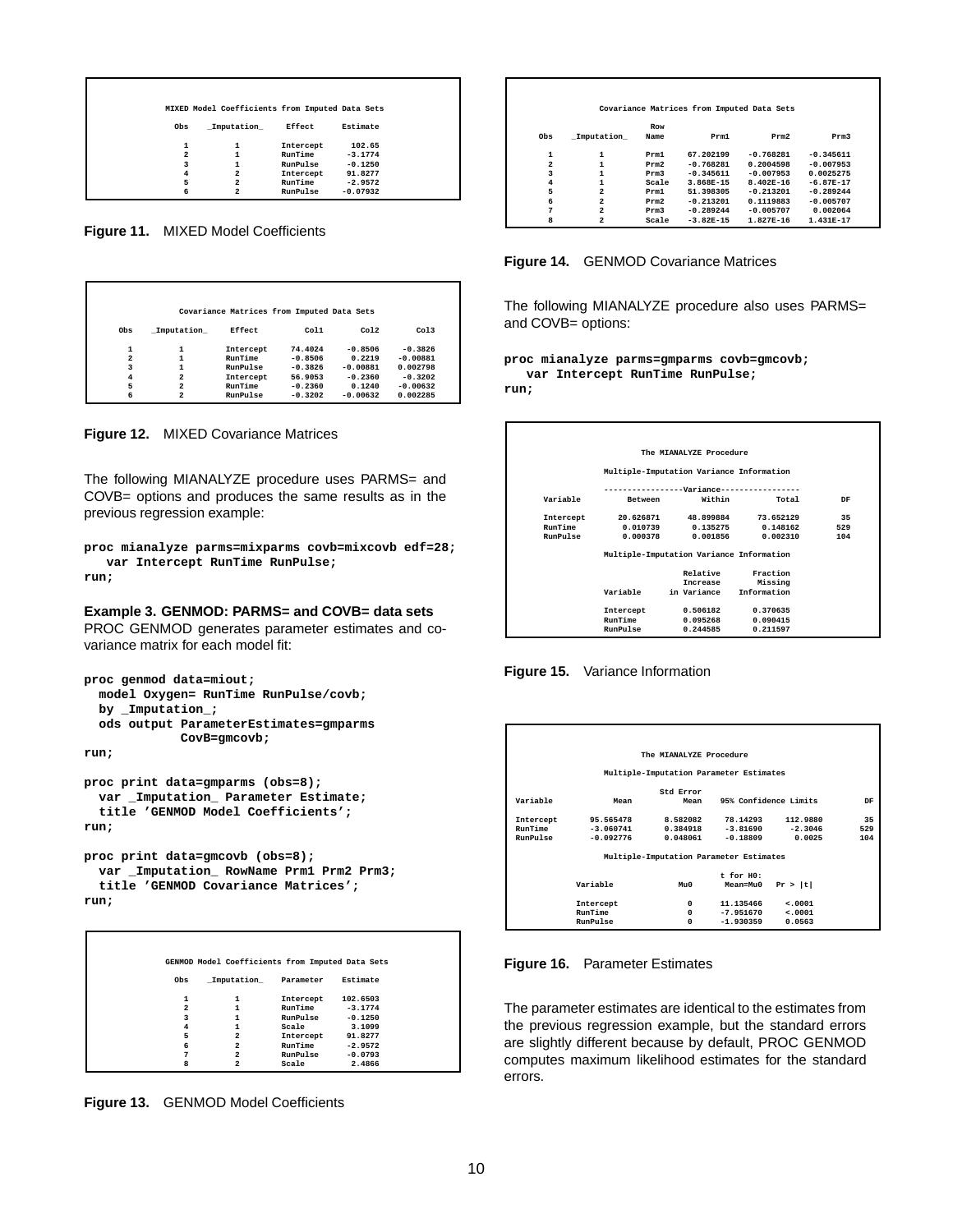**MIXED Model Coefficients from Imputed Data Sets**

| Obs | _Imputation_ | Effect | Estimate |
|---|---|---|---|
| 1 | 1 | Intercept | 102.65 |
| 2 | 1 | RunTime | -3.1774 |
| 3 | 1 | RunPulse | -0.1250 |
| 4 | 2 | Intercept | 91.8277 |
| 5 | 2 | RunTime | -2.9572 |
| 6 | 2 | RunPulse | -0.07932 |

**Figure 11.** MIXED Model Coefficients

**Covariance Matrices from Imputed Data Sets**

| Obs | _Imputation_ | Effect | Col1 | Col2 | Col3 |
|---|---|---|---|---|---|
| 1 | 1 | Intercept | 74.4024 | -0.8506 | -0.3826 |
| 2 | 1 | RunTime | -0.8506 | 0.2219 | -0.00881 |
| 3 | 1 | RunPulse | -0.3826 | -0.00881 | 0.002798 |
| 4 | 2 | Intercept | 56.9053 | -0.2360 | -0.3202 |
| 5 | 2 | RunTime | -0.2360 | 0.1240 | -0.00632 |
| 6 | 2 | RunPulse | -0.3202 | -0.00632 | 0.002285 |

**Figure 12.** MIXED Covariance Matrices

The following MIANALYZE procedure uses PARMS= and COVB= options and produces the same results as in the previous regression example:

```
proc mianalyze parms=mixparms covb=mixcovb edf=28;
   var Intercept RunTime RunPulse;
run;
```

**Example 3. GENMOD: PARMS= and COVB= data sets**
PROC GENMOD generates parameter estimates and covariance matrix for each model fit:

```
proc genmod data=miout;
  model Oxygen= RunTime RunPulse/covb;
  by _Imputation_;
  ods output ParameterEstimates=gmparms
             CovB=gmcovb;
run;

proc print data=gmparms (obs=8);
  var _Imputation_ Parameter Estimate;
  title 'GENMOD Model Coefficients';
run;

proc print data=gmcovb (obs=8);
  var _Imputation_ RowName Prm1 Prm2 Prm3;
  title 'GENMOD Covariance Matrices';
run;
```

**GENMOD Model Coefficients from Imputed Data Sets**

| Obs | _Imputation_ | Parameter | Estimate |
|---|---|---|---|
| 1 | 1 | Intercept | 102.6503 |
| 2 | 1 | RunTime | -3.1774 |
| 3 | 1 | RunPulse | -0.1250 |
| 4 | 1 | Scale | 3.1099 |
| 5 | 2 | Intercept | 91.8277 |
| 6 | 2 | RunTime | -2.9572 |
| 7 | 2 | RunPulse | -0.0793 |
| 8 | 2 | Scale | 2.4866 |

**Figure 13.** GENMOD Model Coefficients

**Covariance Matrices from Imputed Data Sets**

| Obs | _Imputation_ | Row Name | Prm1 | Prm2 | Prm3 |
|---|---|---|---|---|---|
| 1 | 1 | Prm1 | 67.202199 | -0.768281 | -0.345611 |
| 2 | 1 | Prm2 | -0.768281 | 0.2004598 | -0.007953 |
| 3 | 1 | Prm3 | -0.345611 | -0.007953 | 0.0025275 |
| 4 | 1 | Scale | 3.868E-15 | 8.402E-16 | -6.87E-17 |
| 5 | 2 | Prm1 | 51.398305 | -0.213201 | -0.289244 |
| 6 | 2 | Prm2 | -0.213201 | 0.1119883 | -0.005707 |
| 7 | 2 | Prm3 | -0.289244 | -0.005707 | 0.002064 |
| 8 | 2 | Scale | -3.82E-15 | 1.827E-16 | 1.431E-17 |

**Figure 14.** GENMOD Covariance Matrices

The following MIANALYZE procedure also uses PARMS= and COVB= options:

```
proc mianalyze parms=gmparms covb=gmcovb;
   var Intercept RunTime RunPulse;
run;
```

**The MIANALYZE Procedure**

Multiple-Imputation Variance Information

| Variable | Variance Between | Variance Within | Variance Total | DF |
|---|---|---|---|---|
| Intercept | 20.626871 | 48.899884 | 73.652129 | 35 |
| RunTime | 0.010739 | 0.135275 | 0.148162 | 529 |
| RunPulse | 0.000378 | 0.001856 | 0.002310 | 104 |

Multiple-Imputation Variance Information

| Variable | Relative Increase in Variance | Fraction Missing Information |
|---|---|---|
| Intercept | 0.506182 | 0.370635 |
| RunTime | 0.095268 | 0.090415 |
| RunPulse | 0.244585 | 0.211597 |

**Figure 15.** Variance Information

**The MIANALYZE Procedure**

Multiple-Imputation Parameter Estimates

| Variable | Mean | Std Error Mean | 95% Confidence Limits | | DF |
|---|---|---|---|---|---|
| Intercept | 95.565478 | 8.582082 | 78.14293 | 112.9880 | 35 |
| RunTime | -3.060741 | 0.384918 | -3.81690 | -2.3046 | 529 |
| RunPulse | -0.092776 | 0.048061 | -0.18809 | 0.0025 | 104 |

Multiple-Imputation Parameter Estimates

| Variable | Mu0 | t for H0: Mean=Mu0 | Pr > \|t\| |
|---|---|---|---|
| Intercept | 0 | 11.135466 | <.0001 |
| RunTime | 0 | -7.951670 | <.0001 |
| RunPulse | 0 | -1.930359 | 0.0563 |

**Figure 16.** Parameter Estimates

The parameter estimates are identical to the estimates from the previous regression example, but the standard errors are slightly different because by default, PROC GENMOD computes maximum likelihood estimates for the standard errors.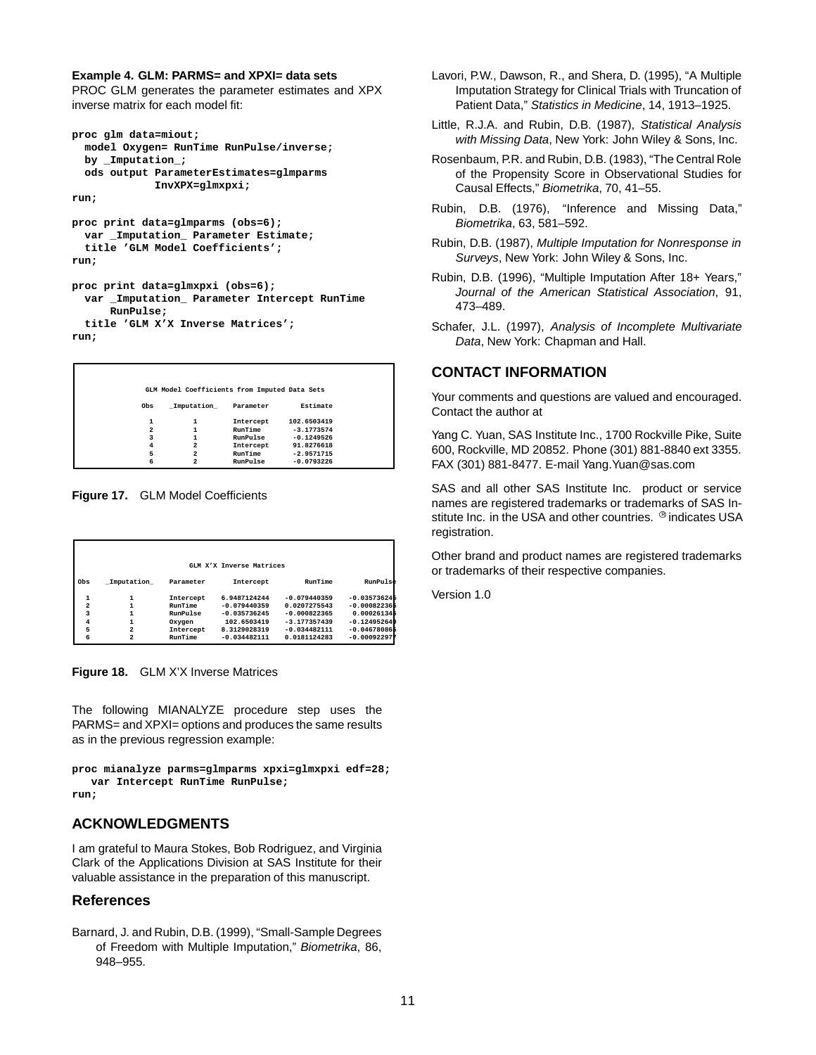**Example 4. GLM: PARMS= and XPXI= data sets**

PROC GLM generates the parameter estimates and XPX inverse matrix for each model fit:

```
proc glm data=miout;
  model Oxygen= RunTime RunPulse/inverse;
  by _Imputation_;
  ods output ParameterEstimates=glmparms
             InvXPX=glmxpxi;
run;

proc print data=glmparms (obs=6);
  var _Imputation_ Parameter Estimate;
  title 'GLM Model Coefficients';
run;

proc print data=glmxpxi (obs=6);
  var _Imputation_ Parameter Intercept RunTime
      RunPulse;
  title 'GLM X'X Inverse Matrices';
run;
```

GLM Model Coefficients from Imputed Data Sets

| Obs | _Imputation_ | Parameter | Estimate |
|---|---|---|---|
| 1 | 1 | Intercept | 102.6503419 |
| 2 | 1 | RunTime | -3.1773574 |
| 3 | 1 | RunPulse | -0.1249526 |
| 4 | 2 | Intercept | 91.8276618 |
| 5 | 2 | RunTime | -2.9571715 |
| 6 | 2 | RunPulse | -0.0793226 |

**Figure 17.** GLM Model Coefficients

GLM X'X Inverse Matrices

| Obs | _Imputation_ | Parameter | Intercept | RunTime | RunPulse |
|---|---|---|---|---|---|
| 1 | 1 | Intercept | 6.9487124244 | -0.079440359 | -0.035736245 |
| 2 | 1 | RunTime | -0.079440359 | 0.0207275543 | -0.000822365 |
| 3 | 1 | RunPulse | -0.035736245 | -0.000822365 | 0.000261345 |
| 4 | 1 | Oxygen | 102.6503419 | -3.177357439 | -0.124952640 |
| 5 | 2 | Intercept | 8.3129028319 | -0.034482111 | -0.046780865 |
| 6 | 2 | RunTime | -0.034482111 | 0.0181124283 | -0.000922977 |

**Figure 18.** GLM X'X Inverse Matrices

The following MIANALYZE procedure step uses the PARMS= and XPXI= options and produces the same results as in the previous regression example:

```
proc mianalyze parms=glmparms xpxi=glmxpxi edf=28;
   var Intercept RunTime RunPulse;
run;
```

## ACKNOWLEDGMENTS

I am grateful to Maura Stokes, Bob Rodriguez, and Virginia Clark of the Applications Division at SAS Institute for their valuable assistance in the preparation of this manuscript.

## References

Barnard, J. and Rubin, D.B. (1999), "Small-Sample Degrees of Freedom with Multiple Imputation," *Biometrika*, 86, 948–955.

Lavori, P.W., Dawson, R., and Shera, D. (1995), "A Multiple Imputation Strategy for Clinical Trials with Truncation of Patient Data," *Statistics in Medicine*, 14, 1913–1925.

Little, R.J.A. and Rubin, D.B. (1987), *Statistical Analysis with Missing Data*, New York: John Wiley & Sons, Inc.

Rosenbaum, P.R. and Rubin, D.B. (1983), "The Central Role of the Propensity Score in Observational Studies for Causal Effects," *Biometrika*, 70, 41–55.

Rubin, D.B. (1976), "Inference and Missing Data," *Biometrika*, 63, 581–592.

Rubin, D.B. (1987), *Multiple Imputation for Nonresponse in Surveys*, New York: John Wiley & Sons, Inc.

Rubin, D.B. (1996), "Multiple Imputation After 18+ Years," *Journal of the American Statistical Association*, 91, 473–489.

Schafer, J.L. (1997), *Analysis of Incomplete Multivariate Data*, New York: Chapman and Hall.

## CONTACT INFORMATION

Your comments and questions are valued and encouraged. Contact the author at

Yang C. Yuan, SAS Institute Inc., 1700 Rockville Pike, Suite 600, Rockville, MD 20852. Phone (301) 881-8840 ext 3355. FAX (301) 881-8477. E-mail Yang.Yuan@sas.com

SAS and all other SAS Institute Inc. product or service names are registered trademarks or trademarks of SAS Institute Inc. in the USA and other countries. ® indicates USA registration.

Other brand and product names are registered trademarks or trademarks of their respective companies.

Version 1.0